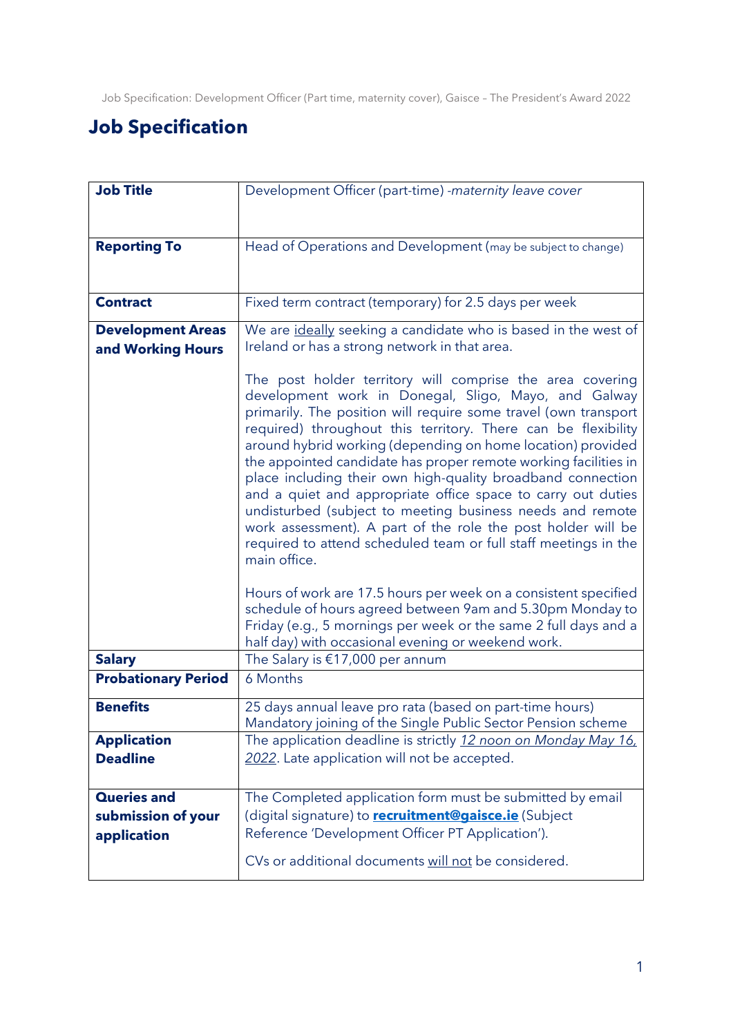# Job Specification

| | |
|---|---|
| **Job Title** | Development Officer (part-time) -*maternity leave cover* |
| **Reporting To** | Head of Operations and Development (may be subject to change) |
| **Contract** | Fixed term contract (temporary) for 2.5 days per week |
| **Development Areas and Working Hours** | We are <u>ideally</u> seeking a candidate who is based in the west of Ireland or has a strong network in that area.<br><br>The post holder territory will comprise the area covering development work in Donegal, Sligo, Mayo, and Galway primarily. The position will require some travel (own transport required) throughout this territory. There can be flexibility around hybrid working (depending on home location) provided the appointed candidate has proper remote working facilities in place including their own high-quality broadband connection and a quiet and appropriate office space to carry out duties undisturbed (subject to meeting business needs and remote work assessment). A part of the role the post holder will be required to attend scheduled team or full staff meetings in the main office.<br><br>Hours of work are 17.5 hours per week on a consistent specified schedule of hours agreed between 9am and 5.30pm Monday to Friday (e.g., 5 mornings per week or the same 2 full days and a half day) with occasional evening or weekend work. |
| **Salary** | The Salary is €17,000 per annum |
| **Probationary Period** | 6 Months |
| **Benefits** | 25 days annual leave pro rata (based on part-time hours)<br>Mandatory joining of the Single Public Sector Pension scheme |
| **Application Deadline** | The application deadline is strictly *<u>12 noon on Monday May 16, 2022</u>*. Late application will not be accepted. |
| **Queries and submission of your application** | The Completed application form must be submitted by email (digital signature) to **recruitment@gaisce.ie** (Subject Reference 'Development Officer PT Application').<br><br>CVs or additional documents <u>will not</u> be considered. |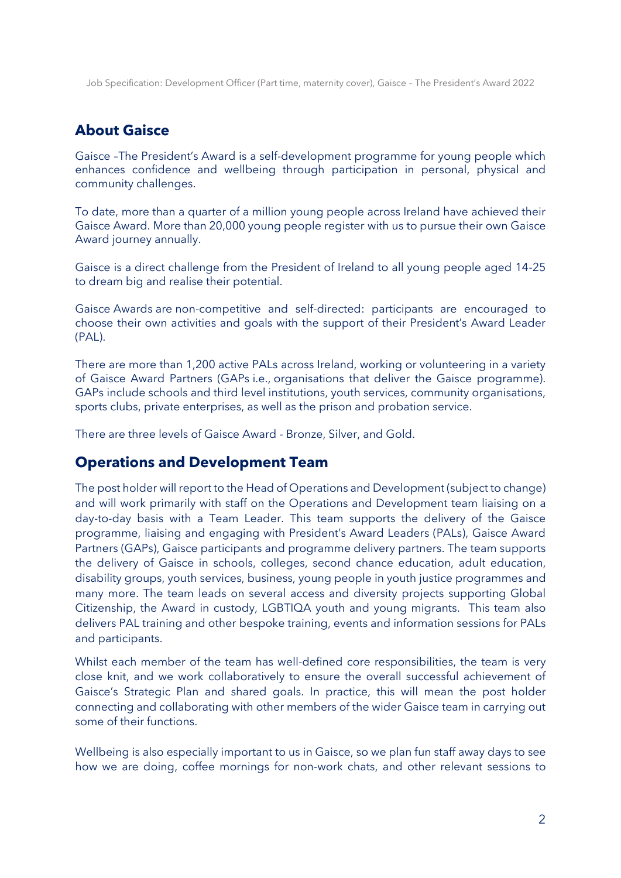## About Gaisce

Gaisce –The President's Award is a self-development programme for young people which enhances confidence and wellbeing through participation in personal, physical and community challenges.

To date, more than a quarter of a million young people across Ireland have achieved their Gaisce Award. More than 20,000 young people register with us to pursue their own Gaisce Award journey annually.

Gaisce is a direct challenge from the President of Ireland to all young people aged 14-25 to dream big and realise their potential.

Gaisce Awards are non-competitive and self-directed: participants are encouraged to choose their own activities and goals with the support of their President's Award Leader (PAL).

There are more than 1,200 active PALs across Ireland, working or volunteering in a variety of Gaisce Award Partners (GAPs i.e., organisations that deliver the Gaisce programme). GAPs include schools and third level institutions, youth services, community organisations, sports clubs, private enterprises, as well as the prison and probation service.

There are three levels of Gaisce Award - Bronze, Silver, and Gold.

## Operations and Development Team

The post holder will report to the Head of Operations and Development (subject to change) and will work primarily with staff on the Operations and Development team liaising on a day-to-day basis with a Team Leader. This team supports the delivery of the Gaisce programme, liaising and engaging with President's Award Leaders (PALs), Gaisce Award Partners (GAPs), Gaisce participants and programme delivery partners. The team supports the delivery of Gaisce in schools, colleges, second chance education, adult education, disability groups, youth services, business, young people in youth justice programmes and many more. The team leads on several access and diversity projects supporting Global Citizenship, the Award in custody, LGBTIQA youth and young migrants. This team also delivers PAL training and other bespoke training, events and information sessions for PALs and participants.

Whilst each member of the team has well-defined core responsibilities, the team is very close knit, and we work collaboratively to ensure the overall successful achievement of Gaisce's Strategic Plan and shared goals. In practice, this will mean the post holder connecting and collaborating with other members of the wider Gaisce team in carrying out some of their functions.

Wellbeing is also especially important to us in Gaisce, so we plan fun staff away days to see how we are doing, coffee mornings for non-work chats, and other relevant sessions to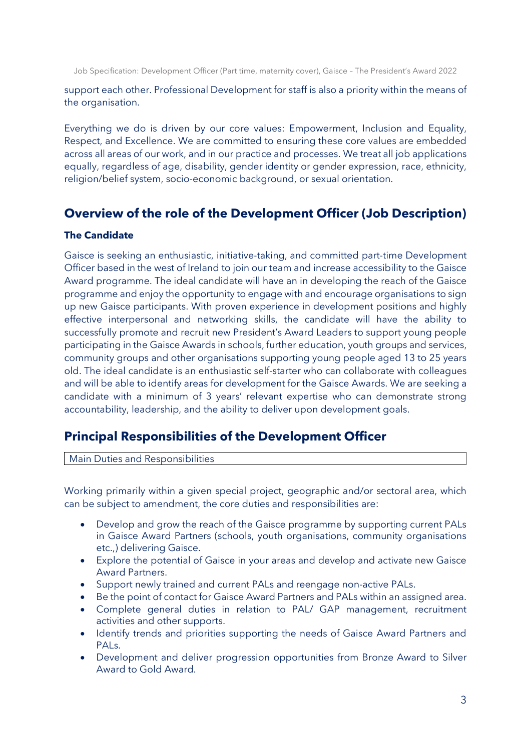support each other. Professional Development for staff is also a priority within the means of the organisation.

Everything we do is driven by our core values: Empowerment, Inclusion and Equality, Respect, and Excellence. We are committed to ensuring these core values are embedded across all areas of our work, and in our practice and processes. We treat all job applications equally, regardless of age, disability, gender identity or gender expression, race, ethnicity, religion/belief system, socio-economic background, or sexual orientation.

## Overview of the role of the Development Officer (Job Description)

### The Candidate

Gaisce is seeking an enthusiastic, initiative-taking, and committed part-time Development Officer based in the west of Ireland to join our team and increase accessibility to the Gaisce Award programme. The ideal candidate will have an in developing the reach of the Gaisce programme and enjoy the opportunity to engage with and encourage organisations to sign up new Gaisce participants. With proven experience in development positions and highly effective interpersonal and networking skills, the candidate will have the ability to successfully promote and recruit new President's Award Leaders to support young people participating in the Gaisce Awards in schools, further education, youth groups and services, community groups and other organisations supporting young people aged 13 to 25 years old. The ideal candidate is an enthusiastic self-starter who can collaborate with colleagues and will be able to identify areas for development for the Gaisce Awards. We are seeking a candidate with a minimum of 3 years' relevant expertise who can demonstrate strong accountability, leadership, and the ability to deliver upon development goals.

## Principal Responsibilities of the Development Officer

| Main Duties and Responsibilities |
|---|

Working primarily within a given special project, geographic and/or sectoral area, which can be subject to amendment, the core duties and responsibilities are:

- Develop and grow the reach of the Gaisce programme by supporting current PALs in Gaisce Award Partners (schools, youth organisations, community organisations etc.,) delivering Gaisce.
- Explore the potential of Gaisce in your areas and develop and activate new Gaisce Award Partners.
- Support newly trained and current PALs and reengage non-active PALs.
- Be the point of contact for Gaisce Award Partners and PALs within an assigned area.
- Complete general duties in relation to PAL/ GAP management, recruitment activities and other supports.
- Identify trends and priorities supporting the needs of Gaisce Award Partners and PALs.
- Development and deliver progression opportunities from Bronze Award to Silver Award to Gold Award.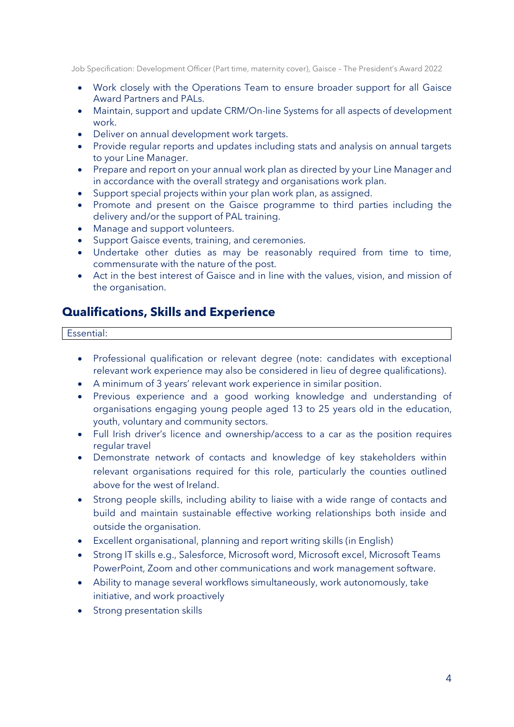- Work closely with the Operations Team to ensure broader support for all Gaisce Award Partners and PALs.
- Maintain, support and update CRM/On-line Systems for all aspects of development work.
- Deliver on annual development work targets.
- Provide regular reports and updates including stats and analysis on annual targets to your Line Manager.
- Prepare and report on your annual work plan as directed by your Line Manager and in accordance with the overall strategy and organisations work plan.
- Support special projects within your plan work plan, as assigned.
- Promote and present on the Gaisce programme to third parties including the delivery and/or the support of PAL training.
- Manage and support volunteers.
- Support Gaisce events, training, and ceremonies.
- Undertake other duties as may be reasonably required from time to time, commensurate with the nature of the post.
- Act in the best interest of Gaisce and in line with the values, vision, and mission of the organisation.

## Qualifications, Skills and Experience

Essential:

- Professional qualification or relevant degree (note: candidates with exceptional relevant work experience may also be considered in lieu of degree qualifications).
- A minimum of 3 years' relevant work experience in similar position.
- Previous experience and a good working knowledge and understanding of organisations engaging young people aged 13 to 25 years old in the education, youth, voluntary and community sectors.
- Full Irish driver's licence and ownership/access to a car as the position requires regular travel
- Demonstrate network of contacts and knowledge of key stakeholders within relevant organisations required for this role, particularly the counties outlined above for the west of Ireland.
- Strong people skills, including ability to liaise with a wide range of contacts and build and maintain sustainable effective working relationships both inside and outside the organisation.
- Excellent organisational, planning and report writing skills (in English)
- Strong IT skills e.g., Salesforce, Microsoft word, Microsoft excel, Microsoft Teams PowerPoint, Zoom and other communications and work management software.
- Ability to manage several workflows simultaneously, work autonomously, take initiative, and work proactively
- Strong presentation skills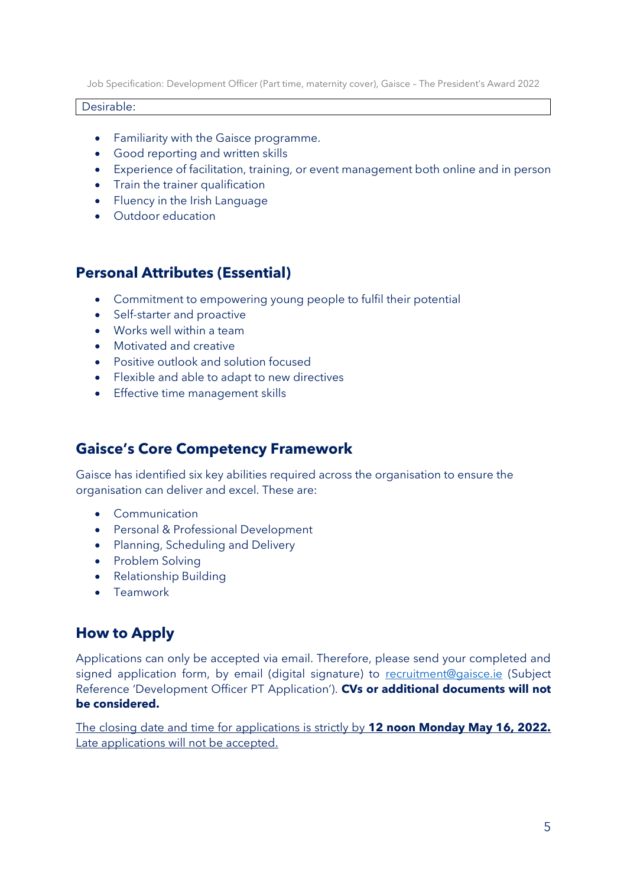Desirable:

- Familiarity with the Gaisce programme.
- Good reporting and written skills
- Experience of facilitation, training, or event management both online and in person
- Train the trainer qualification
- Fluency in the Irish Language
- Outdoor education

## Personal Attributes (Essential)

- Commitment to empowering young people to fulfil their potential
- Self-starter and proactive
- Works well within a team
- Motivated and creative
- Positive outlook and solution focused
- Flexible and able to adapt to new directives
- Effective time management skills

## Gaisce's Core Competency Framework

Gaisce has identified six key abilities required across the organisation to ensure the organisation can deliver and excel. These are:

- Communication
- Personal & Professional Development
- Planning, Scheduling and Delivery
- Problem Solving
- Relationship Building
- Teamwork

## How to Apply

Applications can only be accepted via email. Therefore, please send your completed and signed application form, by email (digital signature) to recruitment@gaisce.ie (Subject Reference 'Development Officer PT Application'). **CVs or additional documents will not be considered.**

The closing date and time for applications is strictly by **12 noon Monday May 16, 2022.** Late applications will not be accepted.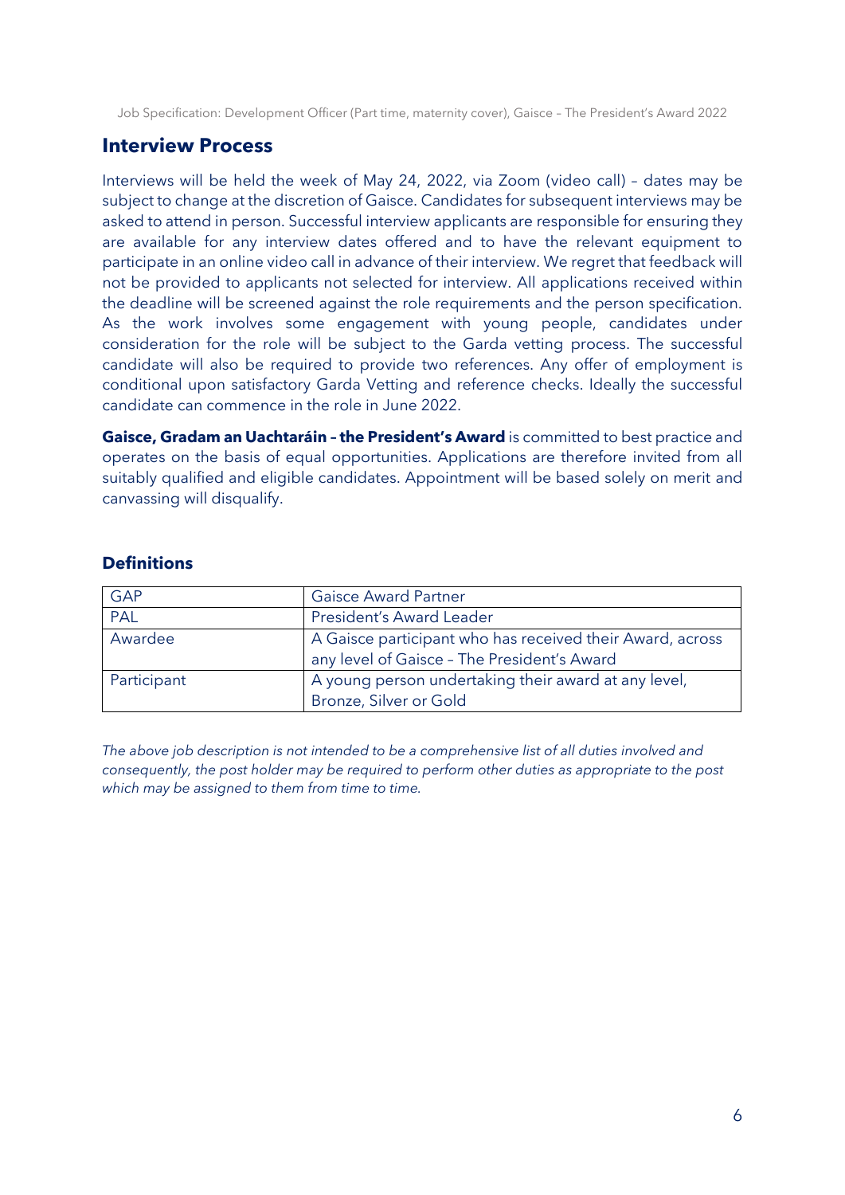## Interview Process

Interviews will be held the week of May 24, 2022, via Zoom (video call) – dates may be subject to change at the discretion of Gaisce. Candidates for subsequent interviews may be asked to attend in person. Successful interview applicants are responsible for ensuring they are available for any interview dates offered and to have the relevant equipment to participate in an online video call in advance of their interview. We regret that feedback will not be provided to applicants not selected for interview. All applications received within the deadline will be screened against the role requirements and the person specification. As the work involves some engagement with young people, candidates under consideration for the role will be subject to the Garda vetting process. The successful candidate will also be required to provide two references. Any offer of employment is conditional upon satisfactory Garda Vetting and reference checks. Ideally the successful candidate can commence in the role in June 2022.

**Gaisce, Gradam an Uachtaráin – the President's Award** is committed to best practice and operates on the basis of equal opportunities. Applications are therefore invited from all suitably qualified and eligible candidates. Appointment will be based solely on merit and canvassing will disqualify.

## Definitions

| | |
|---|---|
| GAP | Gaisce Award Partner |
| PAL | President's Award Leader |
| Awardee | A Gaisce participant who has received their Award, across any level of Gaisce – The President's Award |
| Participant | A young person undertaking their award at any level, Bronze, Silver or Gold |

*The above job description is not intended to be a comprehensive list of all duties involved and consequently, the post holder may be required to perform other duties as appropriate to the post which may be assigned to them from time to time.*